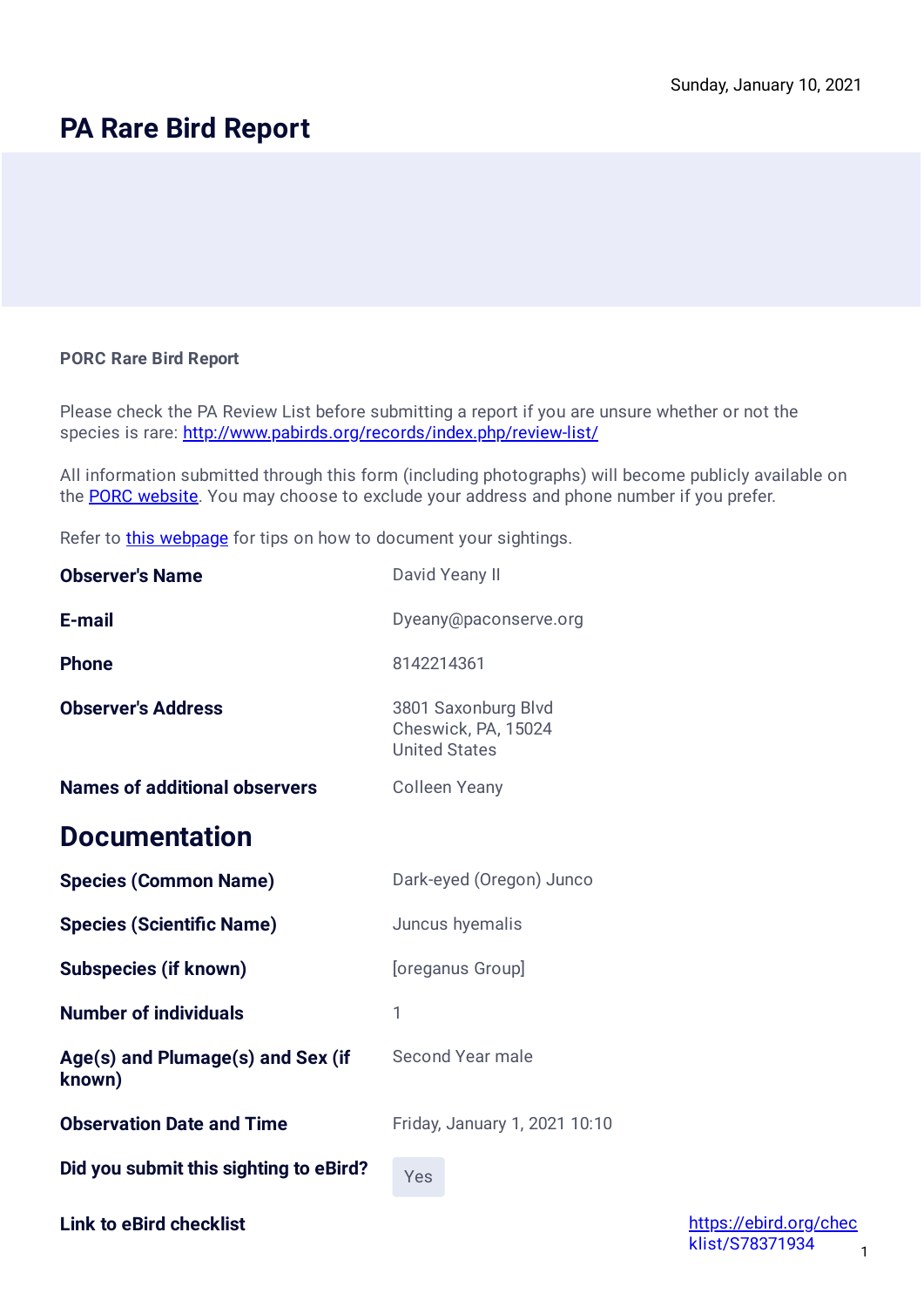Sunday, January 10, 2021

# PA Rare Bird Report

**PORC Rare Bird Report**

Please check the PA Review List before submitting a report if you are unsure whether or not the species is rare: [http://www.pabirds.org/records/index.php/review-list/](http://www.pabirds.org/records/index.php/review-list/)

All information submitted through this form (including photographs) will become publicly available on the PORC website. You may choose to exclude your address and phone number if you prefer.

Refer to this webpage for tips on how to document your sightings.

| | |
|---|---|
| **Observer's Name** | David Yeany II |
| **E-mail** | Dyeany@paconserve.org |
| **Phone** | 8142214361 |
| **Observer's Address** | 3801 Saxonburg Blvd<br>Cheswick, PA, 15024<br>United States |
| **Names of additional observers** | Colleen Yeany |

## Documentation

| | |
|---|---|
| **Species (Common Name)** | Dark-eyed (Oregon) Junco |
| **Species (Scientific Name)** | Juncus hyemalis |
| **Subspecies (if known)** | [oreganus Group] |
| **Number of individuals** | 1 |
| **Age(s) and Plumage(s) and Sex (if known)** | Second Year male |
| **Observation Date and Time** | Friday, January 1, 2021 10:10 |
| **Did you submit this sighting to eBird?** | Yes |
| **Link to eBird checklist** | [https://ebird.org/checklist/S78371934](https://ebird.org/checklist/S78371934) |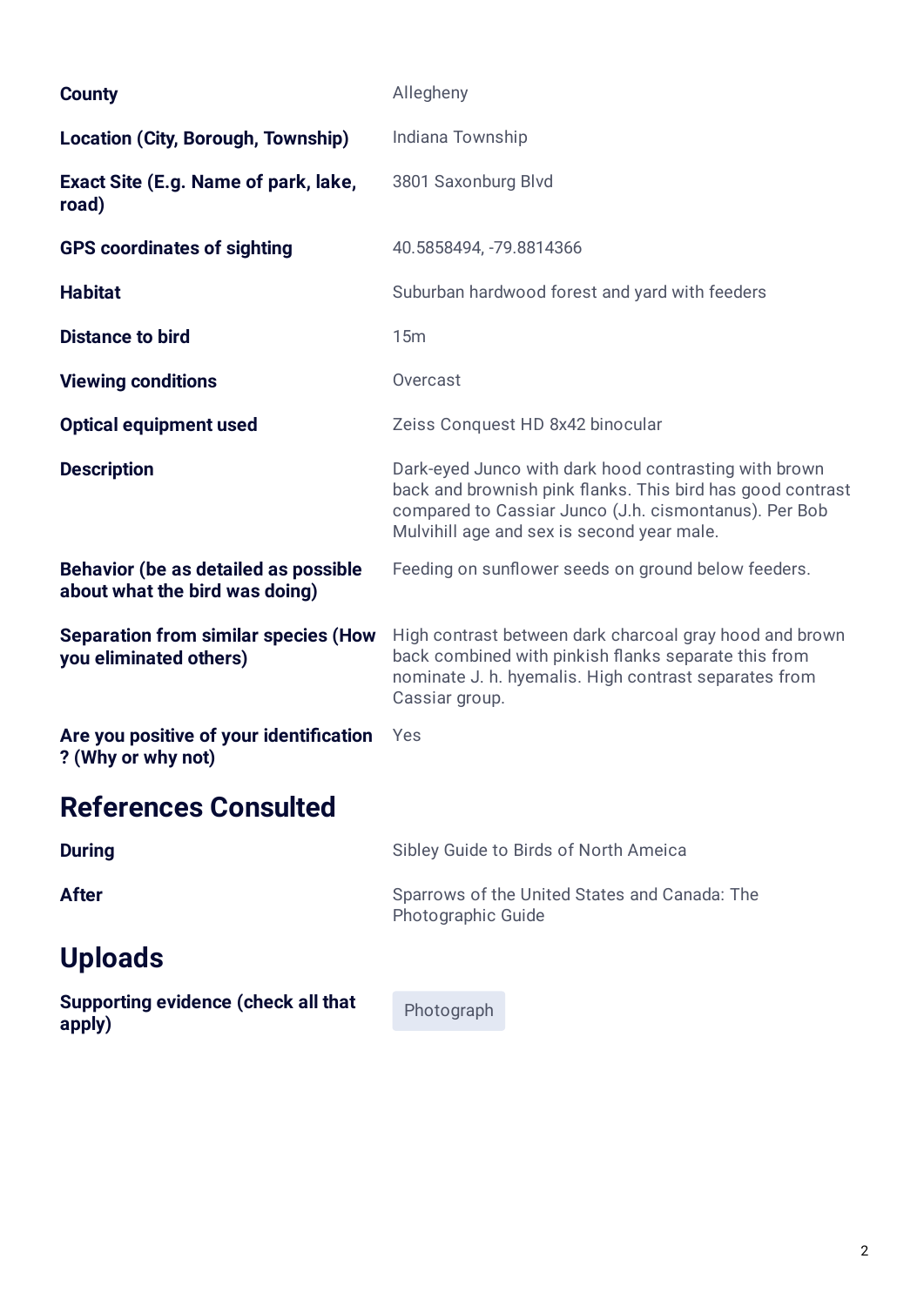**County** Allegheny

**Location (City, Borough, Township)** Indiana Township

**Exact Site (E.g. Name of park, lake, road)** 3801 Saxonburg Blvd

**GPS coordinates of sighting** 40.5858494, -79.8814366

**Habitat** Suburban hardwood forest and yard with feeders

**Distance to bird** 15m

**Viewing conditions** Overcast

**Optical equipment used** Zeiss Conquest HD 8x42 binocular

**Description** Dark-eyed Junco with dark hood contrasting with brown back and brownish pink flanks. This bird has good contrast compared to Cassiar Junco (J.h. cismontanus). Per Bob Mulvihill age and sex is second year male.

**Behavior (be as detailed as possible about what the bird was doing)** Feeding on sunflower seeds on ground below feeders.

**Separation from similar species (How you eliminated others)** High contrast between dark charcoal gray hood and brown back combined with pinkish flanks separate this from nominate J. h. hyemalis. High contrast separates from Cassiar group.

**Are you positive of your identification ? (Why or why not)** Yes

## References Consulted

**During** Sibley Guide to Birds of North Ameica

**After** Sparrows of the United States and Canada: The Photographic Guide

## Uploads

**Supporting evidence (check all that apply)** Photograph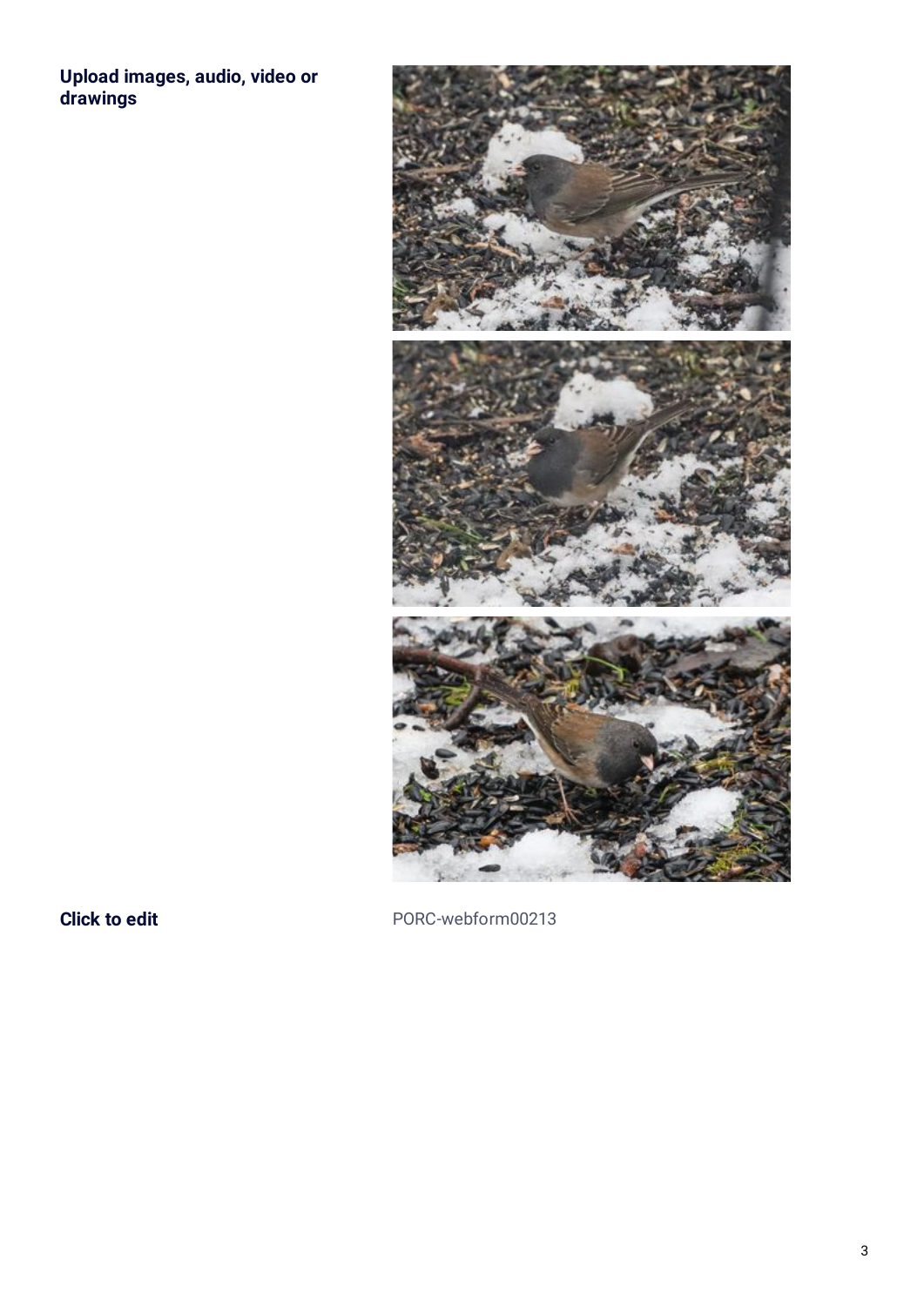**Upload images, audio, video or drawings**

**Click to edit**

PORC-webform00213